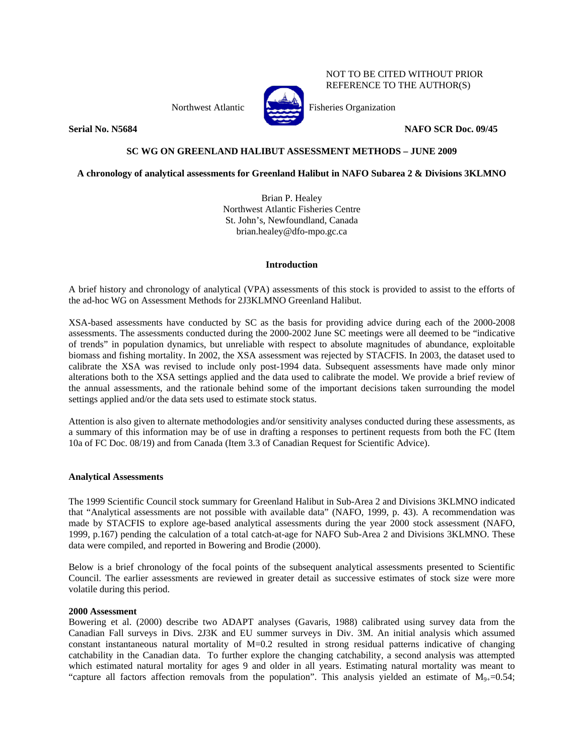NOT TO BE CITED WITHOUT PRIOR REFERENCE TO THE AUTHOR(S)

Northwest Atlantic Fisheries Organization

**Serial No. N5684** **NAFO SCR Doc. 09/45**

**SC WG ON GREENLAND HALIBUT ASSESSMENT METHODS – JUNE 2009**

**A chronology of analytical assessments for Greenland Halibut in NAFO Subarea 2 & Divisions 3KLMNO**

Brian P. Healey
Northwest Atlantic Fisheries Centre
St. John's, Newfoundland, Canada
brian.healey@dfo-mpo.gc.ca

## Introduction

A brief history and chronology of analytical (VPA) assessments of this stock is provided to assist to the efforts of the ad-hoc WG on Assessment Methods for 2J3KLMNO Greenland Halibut.

XSA-based assessments have conducted by SC as the basis for providing advice during each of the 2000-2008 assessments. The assessments conducted during the 2000-2002 June SC meetings were all deemed to be "indicative of trends" in population dynamics, but unreliable with respect to absolute magnitudes of abundance, exploitable biomass and fishing mortality. In 2002, the XSA assessment was rejected by STACFIS. In 2003, the dataset used to calibrate the XSA was revised to include only post-1994 data. Subsequent assessments have made only minor alterations both to the XSA settings applied and the data used to calibrate the model. We provide a brief review of the annual assessments, and the rationale behind some of the important decisions taken surrounding the model settings applied and/or the data sets used to estimate stock status.

Attention is also given to alternate methodologies and/or sensitivity analyses conducted during these assessments, as a summary of this information may be of use in drafting a responses to pertinent requests from both the FC (Item 10a of FC Doc. 08/19) and from Canada (Item 3.3 of Canadian Request for Scientific Advice).

## Analytical Assessments

The 1999 Scientific Council stock summary for Greenland Halibut in Sub-Area 2 and Divisions 3KLMNO indicated that "Analytical assessments are not possible with available data" (NAFO, 1999, p. 43). A recommendation was made by STACFIS to explore age-based analytical assessments during the year 2000 stock assessment (NAFO, 1999, p.167) pending the calculation of a total catch-at-age for NAFO Sub-Area 2 and Divisions 3KLMNO. These data were compiled, and reported in Bowering and Brodie (2000).

Below is a brief chronology of the focal points of the subsequent analytical assessments presented to Scientific Council. The earlier assessments are reviewed in greater detail as successive estimates of stock size were more volatile during this period.

### 2000 Assessment

Bowering et al. (2000) describe two ADAPT analyses (Gavaris, 1988) calibrated using survey data from the Canadian Fall surveys in Divs. 2J3K and EU summer surveys in Div. 3M. An initial analysis which assumed constant instantaneous natural mortality of M=0.2 resulted in strong residual patterns indicative of changing catchability in the Canadian data. To further explore the changing catchability, a second analysis was attempted which estimated natural mortality for ages 9 and older in all years. Estimating natural mortality was meant to "capture all factors affection removals from the population". This analysis yielded an estimate of $M_{9+}$=0.54;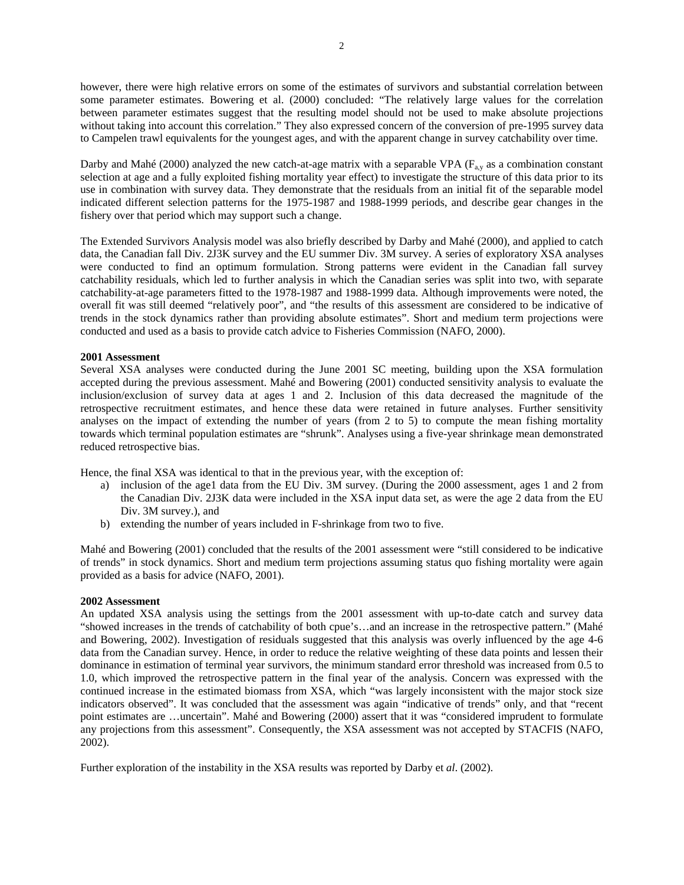however, there were high relative errors on some of the estimates of survivors and substantial correlation between some parameter estimates. Bowering et al. (2000) concluded: "The relatively large values for the correlation between parameter estimates suggest that the resulting model should not be used to make absolute projections without taking into account this correlation." They also expressed concern of the conversion of pre-1995 survey data to Campelen trawl equivalents for the youngest ages, and with the apparent change in survey catchability over time.

Darby and Mahé (2000) analyzed the new catch-at-age matrix with a separable VPA ($F_{a,y}$ as a combination constant selection at age and a fully exploited fishing mortality year effect) to investigate the structure of this data prior to its use in combination with survey data. They demonstrate that the residuals from an initial fit of the separable model indicated different selection patterns for the 1975-1987 and 1988-1999 periods, and describe gear changes in the fishery over that period which may support such a change.

The Extended Survivors Analysis model was also briefly described by Darby and Mahé (2000), and applied to catch data, the Canadian fall Div. 2J3K survey and the EU summer Div. 3M survey. A series of exploratory XSA analyses were conducted to find an optimum formulation. Strong patterns were evident in the Canadian fall survey catchability residuals, which led to further analysis in which the Canadian series was split into two, with separate catchability-at-age parameters fitted to the 1978-1987 and 1988-1999 data. Although improvements were noted, the overall fit was still deemed "relatively poor", and "the results of this assessment are considered to be indicative of trends in the stock dynamics rather than providing absolute estimates". Short and medium term projections were conducted and used as a basis to provide catch advice to Fisheries Commission (NAFO, 2000).

**2001 Assessment**

Several XSA analyses were conducted during the June 2001 SC meeting, building upon the XSA formulation accepted during the previous assessment. Mahé and Bowering (2001) conducted sensitivity analysis to evaluate the inclusion/exclusion of survey data at ages 1 and 2. Inclusion of this data decreased the magnitude of the retrospective recruitment estimates, and hence these data were retained in future analyses. Further sensitivity analyses on the impact of extending the number of years (from 2 to 5) to compute the mean fishing mortality towards which terminal population estimates are "shrunk". Analyses using a five-year shrinkage mean demonstrated reduced retrospective bias.

Hence, the final XSA was identical to that in the previous year, with the exception of:

a) inclusion of the age1 data from the EU Div. 3M survey. (During the 2000 assessment, ages 1 and 2 from the Canadian Div. 2J3K data were included in the XSA input data set, as were the age 2 data from the EU Div. 3M survey.), and
b) extending the number of years included in F-shrinkage from two to five.

Mahé and Bowering (2001) concluded that the results of the 2001 assessment were "still considered to be indicative of trends" in stock dynamics. Short and medium term projections assuming status quo fishing mortality were again provided as a basis for advice (NAFO, 2001).

**2002 Assessment**

An updated XSA analysis using the settings from the 2001 assessment with up-to-date catch and survey data "showed increases in the trends of catchability of both cpue's…and an increase in the retrospective pattern." (Mahé and Bowering, 2002). Investigation of residuals suggested that this analysis was overly influenced by the age 4-6 data from the Canadian survey. Hence, in order to reduce the relative weighting of these data points and lessen their dominance in estimation of terminal year survivors, the minimum standard error threshold was increased from 0.5 to 1.0, which improved the retrospective pattern in the final year of the analysis. Concern was expressed with the continued increase in the estimated biomass from XSA, which "was largely inconsistent with the major stock size indicators observed". It was concluded that the assessment was again "indicative of trends" only, and that "recent point estimates are …uncertain". Mahé and Bowering (2000) assert that it was "considered imprudent to formulate any projections from this assessment". Consequently, the XSA assessment was not accepted by STACFIS (NAFO, 2002).

Further exploration of the instability in the XSA results was reported by Darby et *al*. (2002).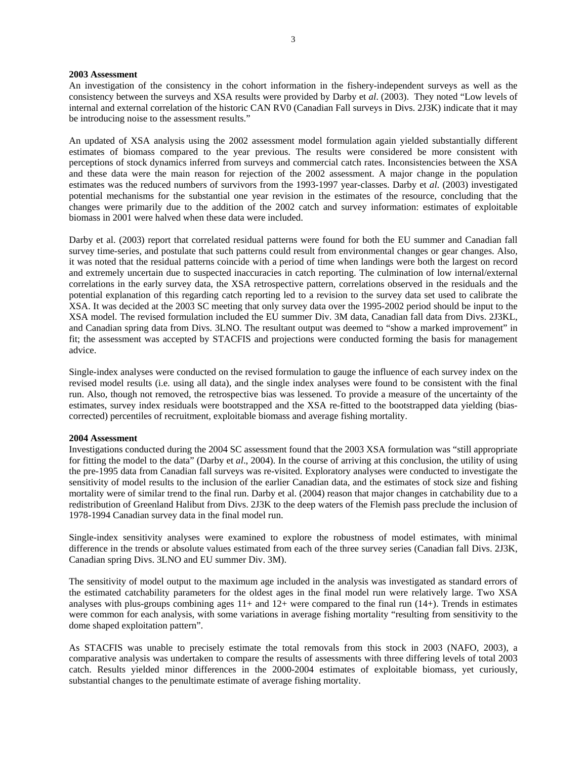**2003 Assessment**

An investigation of the consistency in the cohort information in the fishery-independent surveys as well as the consistency between the surveys and XSA results were provided by Darby et *al*. (2003). They noted "Low levels of internal and external correlation of the historic CAN RV0 (Canadian Fall surveys in Divs. 2J3K) indicate that it may be introducing noise to the assessment results."

An updated of XSA analysis using the 2002 assessment model formulation again yielded substantially different estimates of biomass compared to the year previous. The results were considered be more consistent with perceptions of stock dynamics inferred from surveys and commercial catch rates. Inconsistencies between the XSA and these data were the main reason for rejection of the 2002 assessment. A major change in the population estimates was the reduced numbers of survivors from the 1993-1997 year-classes. Darby et *al*. (2003) investigated potential mechanisms for the substantial one year revision in the estimates of the resource, concluding that the changes were primarily due to the addition of the 2002 catch and survey information: estimates of exploitable biomass in 2001 were halved when these data were included.

Darby et al. (2003) report that correlated residual patterns were found for both the EU summer and Canadian fall survey time-series, and postulate that such patterns could result from environmental changes or gear changes. Also, it was noted that the residual patterns coincide with a period of time when landings were both the largest on record and extremely uncertain due to suspected inaccuracies in catch reporting. The culmination of low internal/external correlations in the early survey data, the XSA retrospective pattern, correlations observed in the residuals and the potential explanation of this regarding catch reporting led to a revision to the survey data set used to calibrate the XSA. It was decided at the 2003 SC meeting that only survey data over the 1995-2002 period should be input to the XSA model. The revised formulation included the EU summer Div. 3M data, Canadian fall data from Divs. 2J3KL, and Canadian spring data from Divs. 3LNO. The resultant output was deemed to "show a marked improvement" in fit; the assessment was accepted by STACFIS and projections were conducted forming the basis for management advice.

Single-index analyses were conducted on the revised formulation to gauge the influence of each survey index on the revised model results (i.e. using all data), and the single index analyses were found to be consistent with the final run. Also, though not removed, the retrospective bias was lessened. To provide a measure of the uncertainty of the estimates, survey index residuals were bootstrapped and the XSA re-fitted to the bootstrapped data yielding (bias-corrected) percentiles of recruitment, exploitable biomass and average fishing mortality.

**2004 Assessment**

Investigations conducted during the 2004 SC assessment found that the 2003 XSA formulation was "still appropriate for fitting the model to the data" (Darby et *al*., 2004). In the course of arriving at this conclusion, the utility of using the pre-1995 data from Canadian fall surveys was re-visited. Exploratory analyses were conducted to investigate the sensitivity of model results to the inclusion of the earlier Canadian data, and the estimates of stock size and fishing mortality were of similar trend to the final run. Darby et al. (2004) reason that major changes in catchability due to a redistribution of Greenland Halibut from Divs. 2J3K to the deep waters of the Flemish pass preclude the inclusion of 1978-1994 Canadian survey data in the final model run.

Single-index sensitivity analyses were examined to explore the robustness of model estimates, with minimal difference in the trends or absolute values estimated from each of the three survey series (Canadian fall Divs. 2J3K, Canadian spring Divs. 3LNO and EU summer Div. 3M).

The sensitivity of model output to the maximum age included in the analysis was investigated as standard errors of the estimated catchability parameters for the oldest ages in the final model run were relatively large. Two XSA analyses with plus-groups combining ages 11+ and 12+ were compared to the final run (14+). Trends in estimates were common for each analysis, with some variations in average fishing mortality "resulting from sensitivity to the dome shaped exploitation pattern".

As STACFIS was unable to precisely estimate the total removals from this stock in 2003 (NAFO, 2003), a comparative analysis was undertaken to compare the results of assessments with three differing levels of total 2003 catch. Results yielded minor differences in the 2000-2004 estimates of exploitable biomass, yet curiously, substantial changes to the penultimate estimate of average fishing mortality.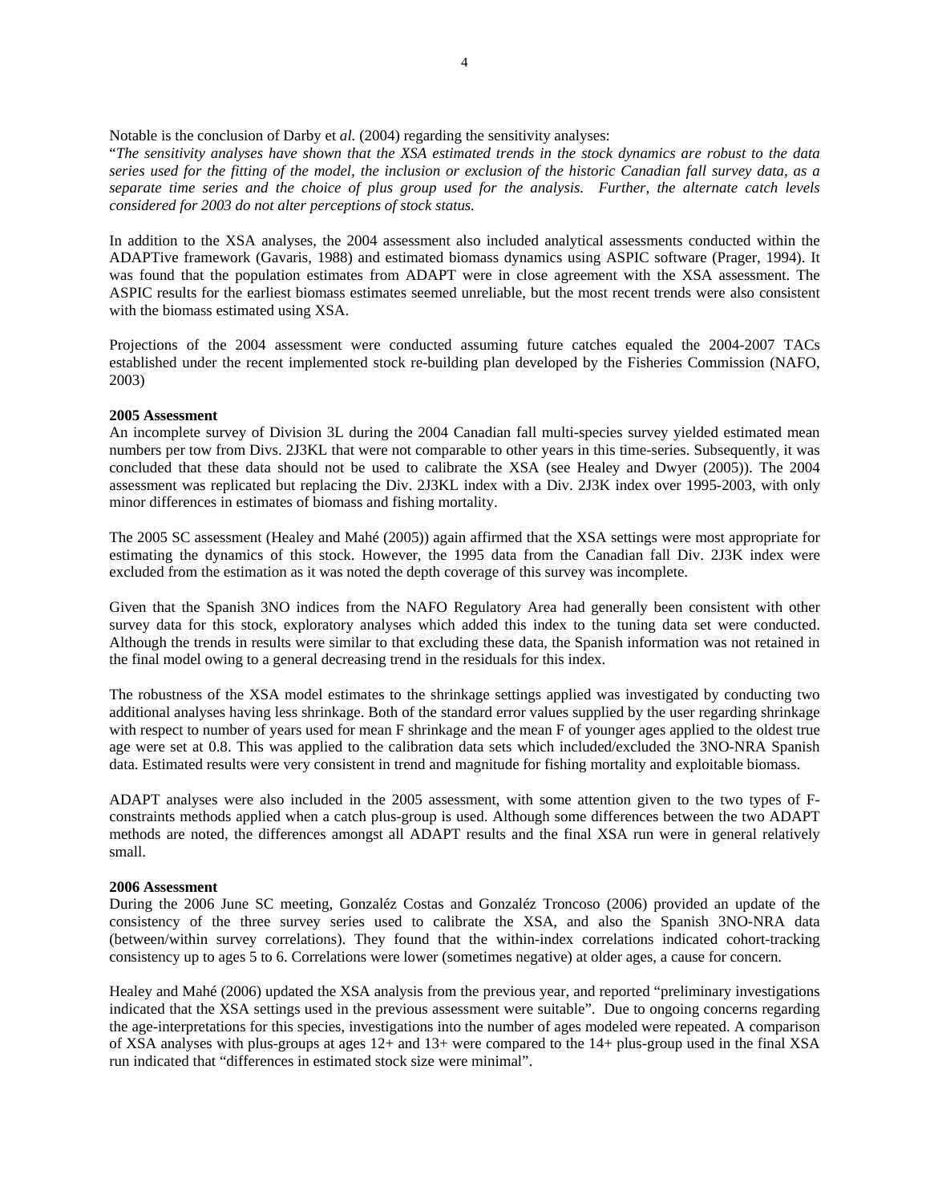Notable is the conclusion of Darby et *al.* (2004) regarding the sensitivity analyses:

"*The sensitivity analyses have shown that the XSA estimated trends in the stock dynamics are robust to the data series used for the fitting of the model, the inclusion or exclusion of the historic Canadian fall survey data, as a separate time series and the choice of plus group used for the analysis. Further, the alternate catch levels considered for 2003 do not alter perceptions of stock status.*

In addition to the XSA analyses, the 2004 assessment also included analytical assessments conducted within the ADAPTive framework (Gavaris, 1988) and estimated biomass dynamics using ASPIC software (Prager, 1994). It was found that the population estimates from ADAPT were in close agreement with the XSA assessment. The ASPIC results for the earliest biomass estimates seemed unreliable, but the most recent trends were also consistent with the biomass estimated using XSA.

Projections of the 2004 assessment were conducted assuming future catches equaled the 2004-2007 TACs established under the recent implemented stock re-building plan developed by the Fisheries Commission (NAFO, 2003)

**2005 Assessment**

An incomplete survey of Division 3L during the 2004 Canadian fall multi-species survey yielded estimated mean numbers per tow from Divs. 2J3KL that were not comparable to other years in this time-series. Subsequently, it was concluded that these data should not be used to calibrate the XSA (see Healey and Dwyer (2005)). The 2004 assessment was replicated but replacing the Div. 2J3KL index with a Div. 2J3K index over 1995-2003, with only minor differences in estimates of biomass and fishing mortality.

The 2005 SC assessment (Healey and Mahé (2005)) again affirmed that the XSA settings were most appropriate for estimating the dynamics of this stock. However, the 1995 data from the Canadian fall Div. 2J3K index were excluded from the estimation as it was noted the depth coverage of this survey was incomplete.

Given that the Spanish 3NO indices from the NAFO Regulatory Area had generally been consistent with other survey data for this stock, exploratory analyses which added this index to the tuning data set were conducted. Although the trends in results were similar to that excluding these data, the Spanish information was not retained in the final model owing to a general decreasing trend in the residuals for this index.

The robustness of the XSA model estimates to the shrinkage settings applied was investigated by conducting two additional analyses having less shrinkage. Both of the standard error values supplied by the user regarding shrinkage with respect to number of years used for mean F shrinkage and the mean F of younger ages applied to the oldest true age were set at 0.8. This was applied to the calibration data sets which included/excluded the 3NO-NRA Spanish data. Estimated results were very consistent in trend and magnitude for fishing mortality and exploitable biomass.

ADAPT analyses were also included in the 2005 assessment, with some attention given to the two types of F-constraints methods applied when a catch plus-group is used. Although some differences between the two ADAPT methods are noted, the differences amongst all ADAPT results and the final XSA run were in general relatively small.

**2006 Assessment**

During the 2006 June SC meeting, Gonzaléz Costas and Gonzaléz Troncoso (2006) provided an update of the consistency of the three survey series used to calibrate the XSA, and also the Spanish 3NO-NRA data (between/within survey correlations). They found that the within-index correlations indicated cohort-tracking consistency up to ages 5 to 6. Correlations were lower (sometimes negative) at older ages, a cause for concern.

Healey and Mahé (2006) updated the XSA analysis from the previous year, and reported "preliminary investigations indicated that the XSA settings used in the previous assessment were suitable". Due to ongoing concerns regarding the age-interpretations for this species, investigations into the number of ages modeled were repeated. A comparison of XSA analyses with plus-groups at ages 12+ and 13+ were compared to the 14+ plus-group used in the final XSA run indicated that "differences in estimated stock size were minimal".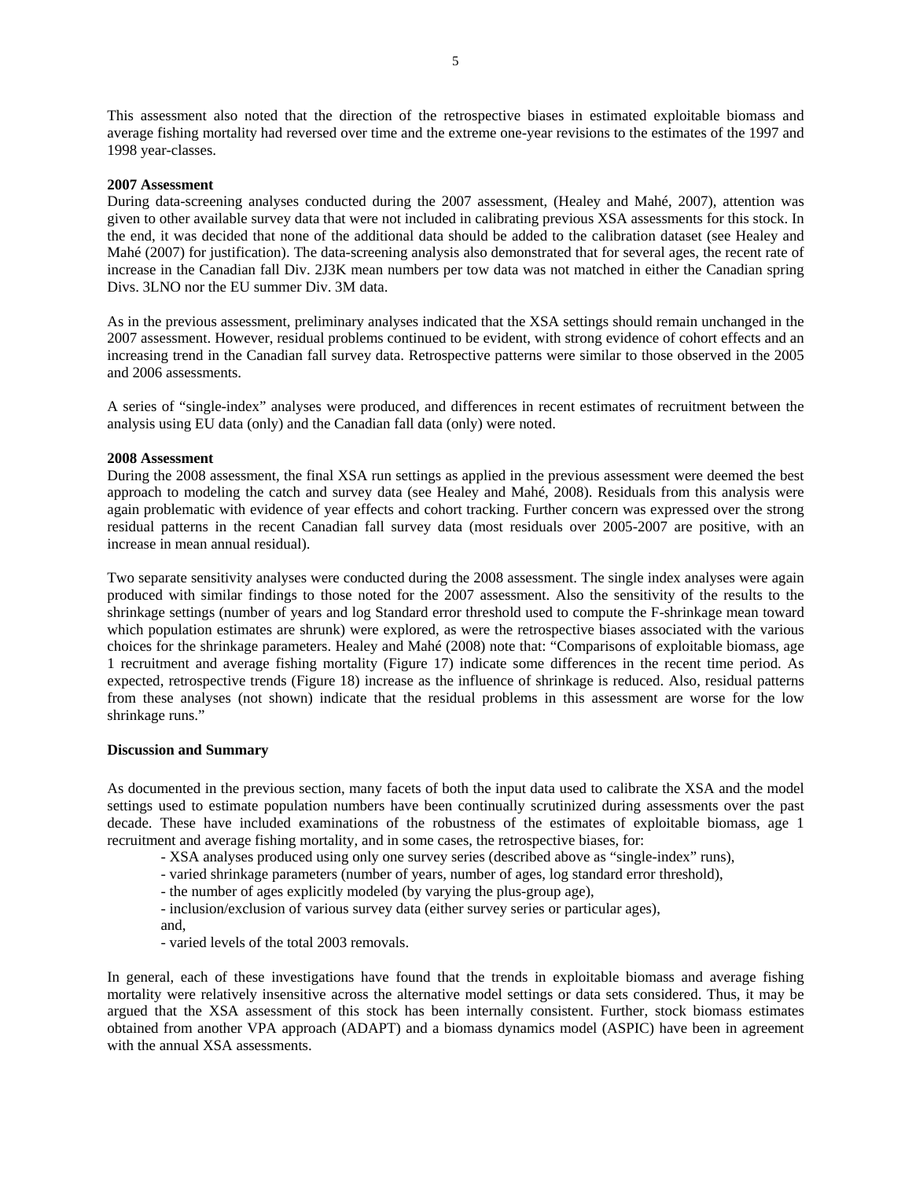This assessment also noted that the direction of the retrospective biases in estimated exploitable biomass and average fishing mortality had reversed over time and the extreme one-year revisions to the estimates of the 1997 and 1998 year-classes.

**2007 Assessment**

During data-screening analyses conducted during the 2007 assessment, (Healey and Mahé, 2007), attention was given to other available survey data that were not included in calibrating previous XSA assessments for this stock. In the end, it was decided that none of the additional data should be added to the calibration dataset (see Healey and Mahé (2007) for justification). The data-screening analysis also demonstrated that for several ages, the recent rate of increase in the Canadian fall Div. 2J3K mean numbers per tow data was not matched in either the Canadian spring Divs. 3LNO nor the EU summer Div. 3M data.

As in the previous assessment, preliminary analyses indicated that the XSA settings should remain unchanged in the 2007 assessment. However, residual problems continued to be evident, with strong evidence of cohort effects and an increasing trend in the Canadian fall survey data. Retrospective patterns were similar to those observed in the 2005 and 2006 assessments.

A series of "single-index" analyses were produced, and differences in recent estimates of recruitment between the analysis using EU data (only) and the Canadian fall data (only) were noted.

**2008 Assessment**

During the 2008 assessment, the final XSA run settings as applied in the previous assessment were deemed the best approach to modeling the catch and survey data (see Healey and Mahé, 2008). Residuals from this analysis were again problematic with evidence of year effects and cohort tracking. Further concern was expressed over the strong residual patterns in the recent Canadian fall survey data (most residuals over 2005-2007 are positive, with an increase in mean annual residual).

Two separate sensitivity analyses were conducted during the 2008 assessment. The single index analyses were again produced with similar findings to those noted for the 2007 assessment. Also the sensitivity of the results to the shrinkage settings (number of years and log Standard error threshold used to compute the F-shrinkage mean toward which population estimates are shrunk) were explored, as were the retrospective biases associated with the various choices for the shrinkage parameters. Healey and Mahé (2008) note that: "Comparisons of exploitable biomass, age 1 recruitment and average fishing mortality (Figure 17) indicate some differences in the recent time period. As expected, retrospective trends (Figure 18) increase as the influence of shrinkage is reduced. Also, residual patterns from these analyses (not shown) indicate that the residual problems in this assessment are worse for the low shrinkage runs."

**Discussion and Summary**

As documented in the previous section, many facets of both the input data used to calibrate the XSA and the model settings used to estimate population numbers have been continually scrutinized during assessments over the past decade. These have included examinations of the robustness of the estimates of exploitable biomass, age 1 recruitment and average fishing mortality, and in some cases, the retrospective biases, for:

- XSA analyses produced using only one survey series (described above as "single-index" runs),
- varied shrinkage parameters (number of years, number of ages, log standard error threshold),
- the number of ages explicitly modeled (by varying the plus-group age),
- inclusion/exclusion of various survey data (either survey series or particular ages),

and,

- varied levels of the total 2003 removals.

In general, each of these investigations have found that the trends in exploitable biomass and average fishing mortality were relatively insensitive across the alternative model settings or data sets considered. Thus, it may be argued that the XSA assessment of this stock has been internally consistent. Further, stock biomass estimates obtained from another VPA approach (ADAPT) and a biomass dynamics model (ASPIC) have been in agreement with the annual XSA assessments.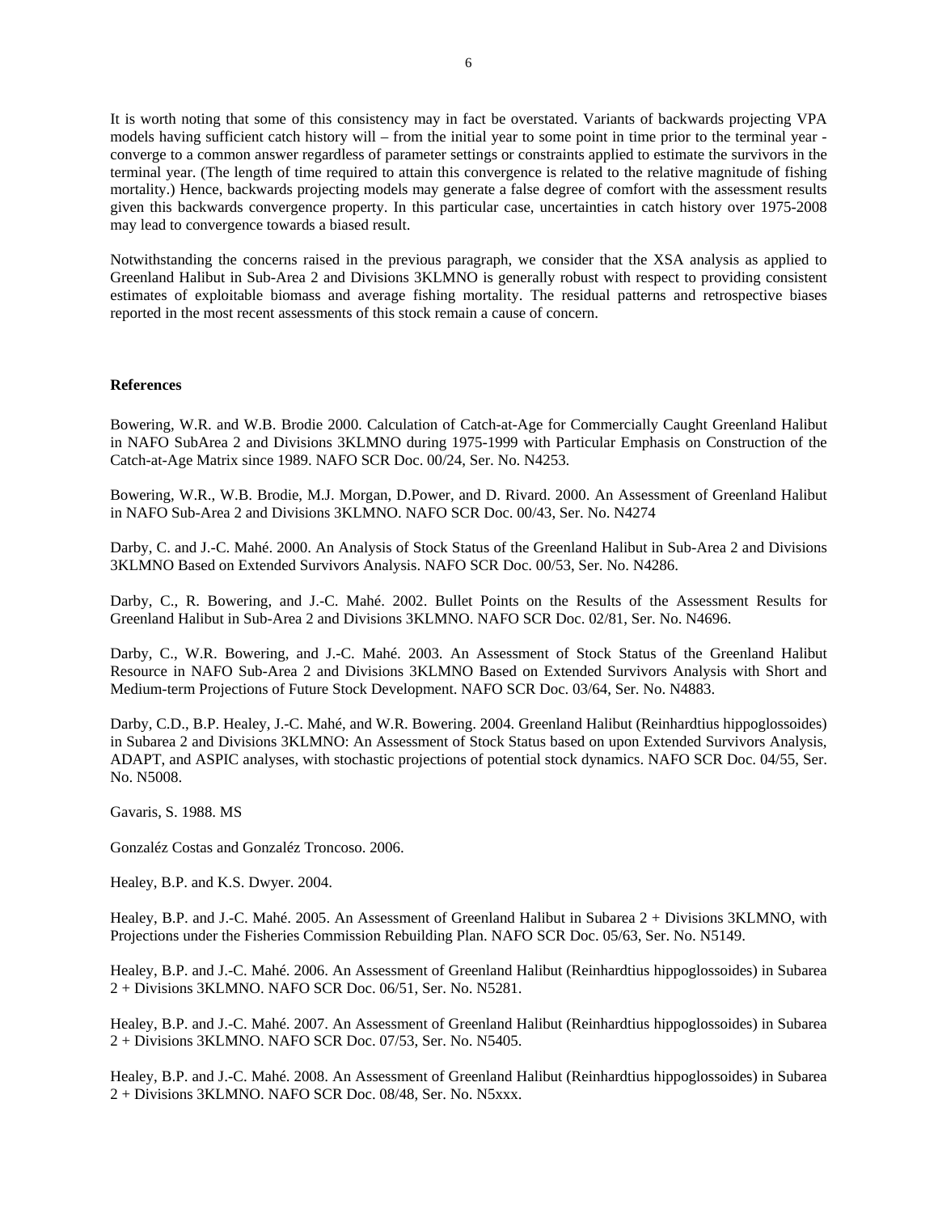It is worth noting that some of this consistency may in fact be overstated. Variants of backwards projecting VPA models having sufficient catch history will – from the initial year to some point in time prior to the terminal year - converge to a common answer regardless of parameter settings or constraints applied to estimate the survivors in the terminal year. (The length of time required to attain this convergence is related to the relative magnitude of fishing mortality.) Hence, backwards projecting models may generate a false degree of comfort with the assessment results given this backwards convergence property. In this particular case, uncertainties in catch history over 1975-2008 may lead to convergence towards a biased result.

Notwithstanding the concerns raised in the previous paragraph, we consider that the XSA analysis as applied to Greenland Halibut in Sub-Area 2 and Divisions 3KLMNO is generally robust with respect to providing consistent estimates of exploitable biomass and average fishing mortality. The residual patterns and retrospective biases reported in the most recent assessments of this stock remain a cause of concern.

**References**

Bowering, W.R. and W.B. Brodie 2000. Calculation of Catch-at-Age for Commercially Caught Greenland Halibut in NAFO SubArea 2 and Divisions 3KLMNO during 1975-1999 with Particular Emphasis on Construction of the Catch-at-Age Matrix since 1989. NAFO SCR Doc. 00/24, Ser. No. N4253.

Bowering, W.R., W.B. Brodie, M.J. Morgan, D.Power, and D. Rivard. 2000. An Assessment of Greenland Halibut in NAFO Sub-Area 2 and Divisions 3KLMNO. NAFO SCR Doc. 00/43, Ser. No. N4274

Darby, C. and J.-C. Mahé. 2000. An Analysis of Stock Status of the Greenland Halibut in Sub-Area 2 and Divisions 3KLMNO Based on Extended Survivors Analysis. NAFO SCR Doc. 00/53, Ser. No. N4286.

Darby, C., R. Bowering, and J.-C. Mahé. 2002. Bullet Points on the Results of the Assessment Results for Greenland Halibut in Sub-Area 2 and Divisions 3KLMNO. NAFO SCR Doc. 02/81, Ser. No. N4696.

Darby, C., W.R. Bowering, and J.-C. Mahé. 2003. An Assessment of Stock Status of the Greenland Halibut Resource in NAFO Sub-Area 2 and Divisions 3KLMNO Based on Extended Survivors Analysis with Short and Medium-term Projections of Future Stock Development. NAFO SCR Doc. 03/64, Ser. No. N4883.

Darby, C.D., B.P. Healey, J.-C. Mahé, and W.R. Bowering. 2004. Greenland Halibut (Reinhardtius hippoglossoides) in Subarea 2 and Divisions 3KLMNO: An Assessment of Stock Status based on upon Extended Survivors Analysis, ADAPT, and ASPIC analyses, with stochastic projections of potential stock dynamics. NAFO SCR Doc. 04/55, Ser. No. N5008.

Gavaris, S. 1988. MS

Gonzaléz Costas and Gonzaléz Troncoso. 2006.

Healey, B.P. and K.S. Dwyer. 2004.

Healey, B.P. and J.-C. Mahé. 2005. An Assessment of Greenland Halibut in Subarea 2 + Divisions 3KLMNO, with Projections under the Fisheries Commission Rebuilding Plan. NAFO SCR Doc. 05/63, Ser. No. N5149.

Healey, B.P. and J.-C. Mahé. 2006. An Assessment of Greenland Halibut (Reinhardtius hippoglossoides) in Subarea 2 + Divisions 3KLMNO. NAFO SCR Doc. 06/51, Ser. No. N5281.

Healey, B.P. and J.-C. Mahé. 2007. An Assessment of Greenland Halibut (Reinhardtius hippoglossoides) in Subarea 2 + Divisions 3KLMNO. NAFO SCR Doc. 07/53, Ser. No. N5405.

Healey, B.P. and J.-C. Mahé. 2008. An Assessment of Greenland Halibut (Reinhardtius hippoglossoides) in Subarea 2 + Divisions 3KLMNO. NAFO SCR Doc. 08/48, Ser. No. N5xxx.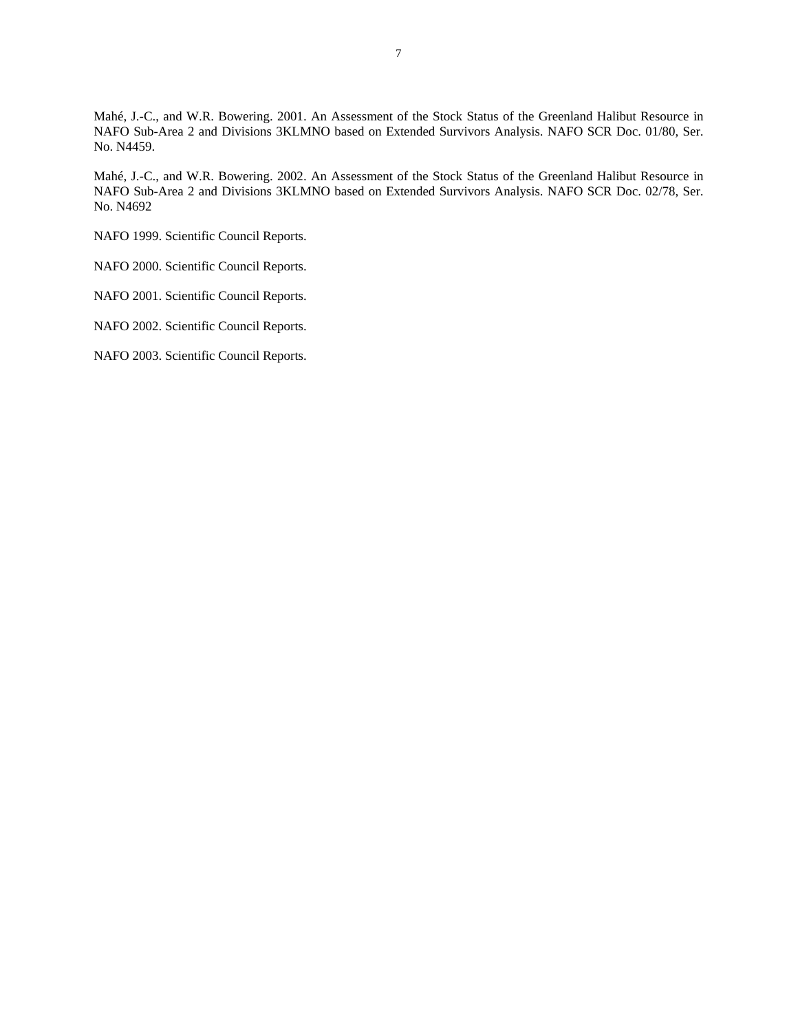Mahé, J.-C., and W.R. Bowering. 2001. An Assessment of the Stock Status of the Greenland Halibut Resource in NAFO Sub-Area 2 and Divisions 3KLMNO based on Extended Survivors Analysis. NAFO SCR Doc. 01/80, Ser. No. N4459.

Mahé, J.-C., and W.R. Bowering. 2002. An Assessment of the Stock Status of the Greenland Halibut Resource in NAFO Sub-Area 2 and Divisions 3KLMNO based on Extended Survivors Analysis. NAFO SCR Doc. 02/78, Ser. No. N4692

NAFO 1999. Scientific Council Reports.

NAFO 2000. Scientific Council Reports.

NAFO 2001. Scientific Council Reports.

NAFO 2002. Scientific Council Reports.

NAFO 2003. Scientific Council Reports.